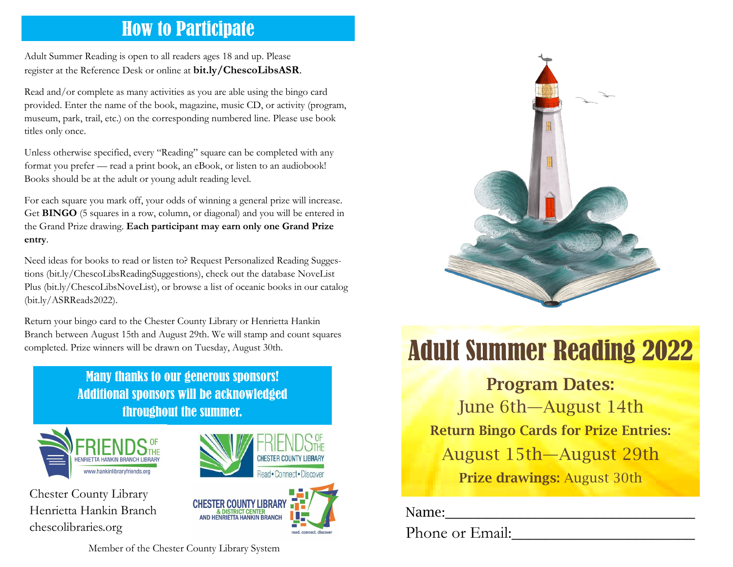## How to Participate

Adult Summer Reading is open to all readers ages 18 and up. Please register at the Reference Desk or online at **bit.ly/ChescoLibsASR**.

Read and/or complete as many activities as you are able using the bingo card provided. Enter the name of the book, magazine, music CD, or activity (program, museum, park, trail, etc.) on the corresponding numbered line. Please use book titles only once.

Unless otherwise specified, every "Reading" square can be completed with any format you prefer — read a print book, an eBook, or listen to an audiobook! Books should be at the adult or young adult reading level.

For each square you mark off, your odds of winning a general prize will increase. Get **BINGO** (5 squares in a row, column, or diagonal) and you will be entered in the Grand Prize drawing. **Each participant may earn only one Grand Prize entry**.

Need ideas for books to read or listen to? Request Personalized Reading Suggestions (bit.ly/ChescoLibsReadingSuggestions), check out the database NoveList Plus (bit.ly/ChescoLibsNoveList), or browse a list of oceanic books in our catalog (bit.ly/ASRReads2022).

Return your bingo card to the Chester County Library or Henrietta Hankin Branch between August 15th and August 29th. We will stamp and count squares completed. Prize winners will be drawn on Tuesday, August 30th.

**Many thanks to our generous sponsors! Additional sponsors will be acknowledged throughout the summer.**

FRIENDS OF THE HENRIETTA HANKIN BRANCH LIBRARY
www.hankinlibraryfriends.org

FRIENDS OF THE CHESTER COUNTY LIBRARY
Read • Connect • Discover

CHESTER COUNTY LIBRARY & DISTRICT CENTER AND HENRIETTA HANKIN BRANCH
read. connect. discover

Chester County Library
Henrietta Hankin Branch
chescolibraries.org

Member of the Chester County Library System

# Adult Summer Reading 2022

**Program Dates:**
June 6th—August 14th

**Return Bingo Cards for Prize Entries:**
August 15th—August 29th

**Prize drawings:** August 30th

Name:\_\_\_\_\_\_\_\_\_\_\_\_\_\_\_\_\_\_\_\_\_\_\_\_\_\_\_\_\_\_

Phone or Email:\_\_\_\_\_\_\_\_\_\_\_\_\_\_\_\_\_\_\_\_\_\_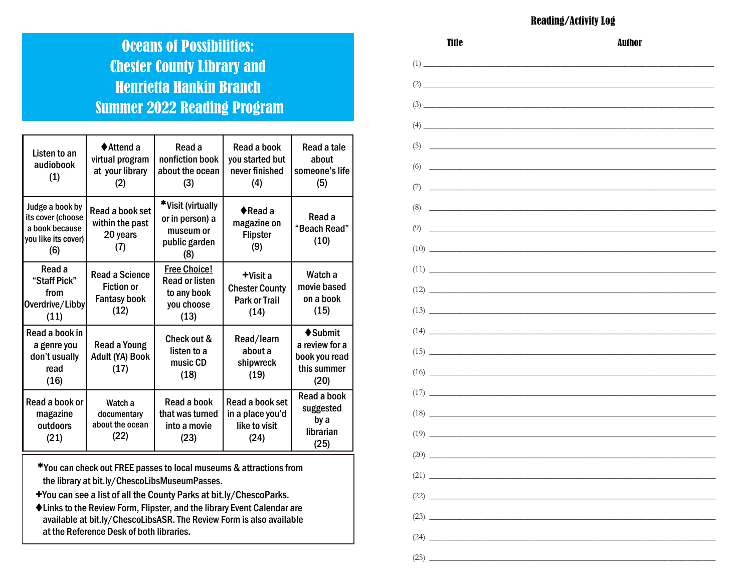# Oceans of Possibilities: Chester County Library and Henrietta Hankin Branch Summer 2022 Reading Program

| | | | | |
|---|---|---|---|---|
| Listen to an audiobook (1) | ♦Attend a virtual program at your library (2) | Read a nonfiction book about the ocean (3) | Read a book you started but never finished (4) | Read a tale about someone's life (5) |
| Judge a book by its cover (choose a book because you like its cover) (6) | Read a book set within the past 20 years (7) | *Visit (virtually or in person) a museum or public garden (8) | ♦Read a magazine on Flipster (9) | Read a "Beach Read" (10) |
| Read a "Staff Pick" from Overdrive/Libby (11) | Read a Science Fiction or Fantasy book (12) | Free Choice! Read or listen to any book you choose (13) | +Visit a Chester County Park or Trail (14) | Watch a movie based on a book (15) |
| Read a book in a genre you don't usually read (16) | Read a Young Adult (YA) Book (17) | Check out & listen to a music CD (18) | Read/learn about a shipwreck (19) | ♦Submit a review for a book you read this summer (20) |
| Read a book or magazine outdoors (21) | Watch a documentary about the ocean (22) | Read a book that was turned into a movie (23) | Read a book set in a place you'd like to visit (24) | Read a book suggested by a librarian (25) |

*You can check out FREE passes to local museums & attractions from the library at bit.ly/ChescoLibsMuseumPasses.

+You can see a list of all the County Parks at bit.ly/ChescoParks.

♦Links to the Review Form, Flipster, and the library Event Calendar are available at bit.ly/ChescoLibsASR. The Review Form is also available at the Reference Desk of both libraries.

## Reading/Activity Log

| | Title | Author |
|---|---|---|
| (1) | | |
| (2) | | |
| (3) | | |
| (4) | | |
| (5) | | |
| (6) | | |
| (7) | | |
| (8) | | |
| (9) | | |
| (10) | | |
| (11) | | |
| (12) | | |
| (13) | | |
| (14) | | |
| (15) | | |
| (16) | | |
| (17) | | |
| (18) | | |
| (19) | | |
| (20) | | |
| (21) | | |
| (22) | | |
| (23) | | |
| (24) | | |
| (25) | | |